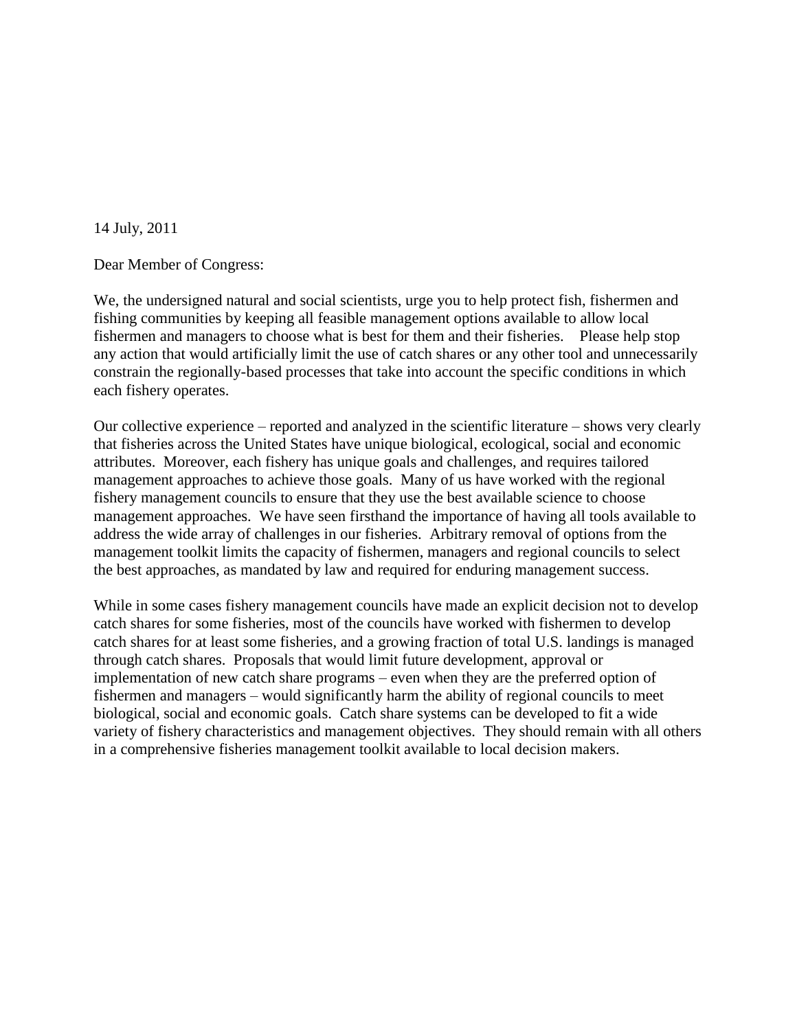14 July, 2011

Dear Member of Congress:

We, the undersigned natural and social scientists, urge you to help protect fish, fishermen and fishing communities by keeping all feasible management options available to allow local fishermen and managers to choose what is best for them and their fisheries. Please help stop any action that would artificially limit the use of catch shares or any other tool and unnecessarily constrain the regionally-based processes that take into account the specific conditions in which each fishery operates.

Our collective experience – reported and analyzed in the scientific literature – shows very clearly that fisheries across the United States have unique biological, ecological, social and economic attributes. Moreover, each fishery has unique goals and challenges, and requires tailored management approaches to achieve those goals. Many of us have worked with the regional fishery management councils to ensure that they use the best available science to choose management approaches. We have seen firsthand the importance of having all tools available to address the wide array of challenges in our fisheries. Arbitrary removal of options from the management toolkit limits the capacity of fishermen, managers and regional councils to select the best approaches, as mandated by law and required for enduring management success.

While in some cases fishery management councils have made an explicit decision not to develop catch shares for some fisheries, most of the councils have worked with fishermen to develop catch shares for at least some fisheries, and a growing fraction of total U.S. landings is managed through catch shares. Proposals that would limit future development, approval or implementation of new catch share programs – even when they are the preferred option of fishermen and managers – would significantly harm the ability of regional councils to meet biological, social and economic goals. Catch share systems can be developed to fit a wide variety of fishery characteristics and management objectives. They should remain with all others in a comprehensive fisheries management toolkit available to local decision makers.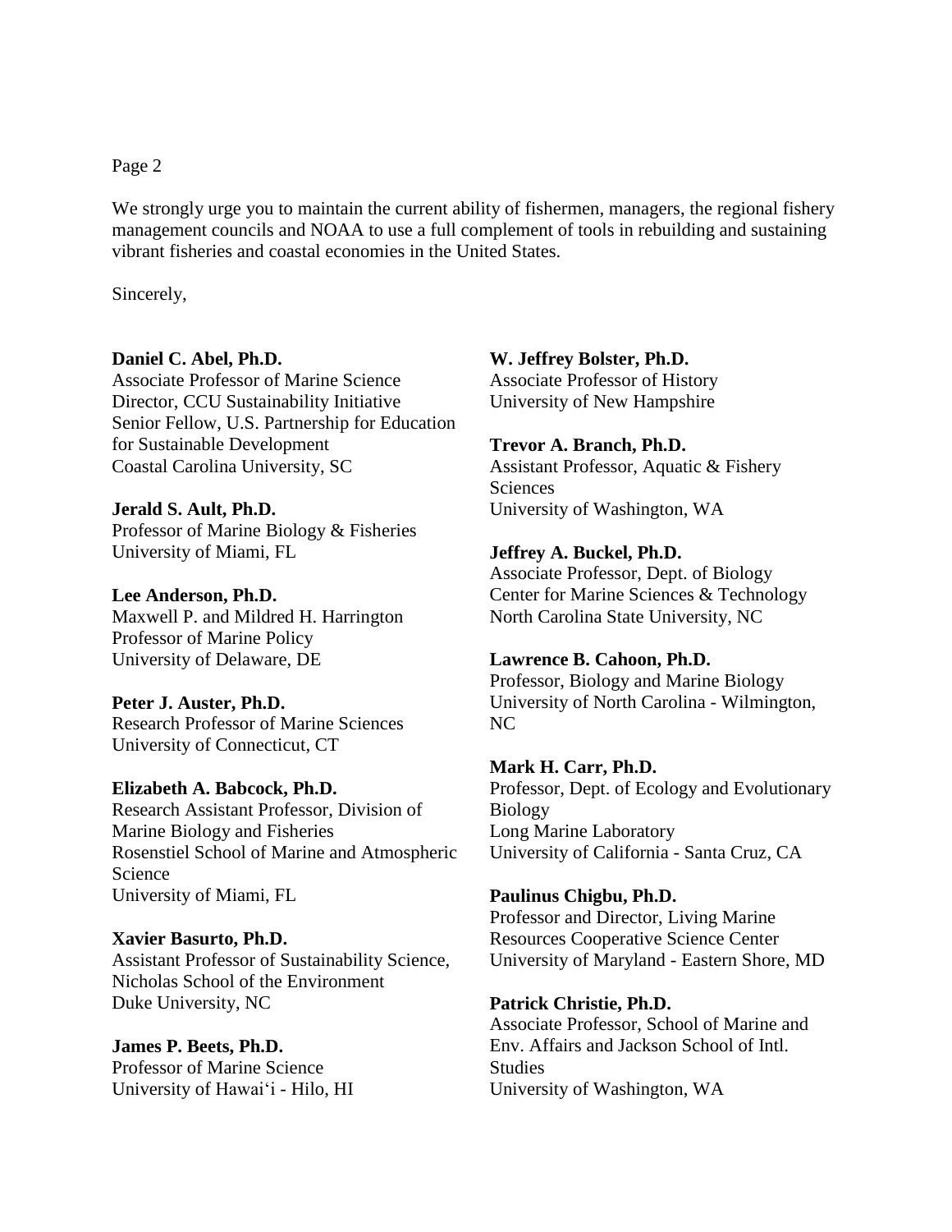We strongly urge you to maintain the current ability of fishermen, managers, the regional fishery management councils and NOAA to use a full complement of tools in rebuilding and sustaining vibrant fisheries and coastal economies in the United States.

Sincerely,

**Daniel C. Abel, Ph.D.**
Associate Professor of Marine Science
Director, CCU Sustainability Initiative
Senior Fellow, U.S. Partnership for Education for Sustainable Development
Coastal Carolina University, SC

**Jerald S. Ault, Ph.D.**
Professor of Marine Biology & Fisheries
University of Miami, FL

**Lee Anderson, Ph.D.**
Maxwell P. and Mildred H. Harrington Professor of Marine Policy
University of Delaware, DE

**Peter J. Auster, Ph.D.**
Research Professor of Marine Sciences
University of Connecticut, CT

**Elizabeth A. Babcock, Ph.D.**
Research Assistant Professor, Division of Marine Biology and Fisheries
Rosenstiel School of Marine and Atmospheric Science
University of Miami, FL

**Xavier Basurto, Ph.D.**
Assistant Professor of Sustainability Science, Nicholas School of the Environment
Duke University, NC

**James P. Beets, Ph.D.**
Professor of Marine Science
University of Hawai'i - Hilo, HI

**W. Jeffrey Bolster, Ph.D.**
Associate Professor of History
University of New Hampshire

**Trevor A. Branch, Ph.D.**
Assistant Professor, Aquatic & Fishery Sciences
University of Washington, WA

**Jeffrey A. Buckel, Ph.D.**
Associate Professor, Dept. of Biology
Center for Marine Sciences & Technology
North Carolina State University, NC

**Lawrence B. Cahoon, Ph.D.**
Professor, Biology and Marine Biology
University of North Carolina - Wilmington, NC

**Mark H. Carr, Ph.D.**
Professor, Dept. of Ecology and Evolutionary Biology
Long Marine Laboratory
University of California - Santa Cruz, CA

**Paulinus Chigbu, Ph.D.**
Professor and Director, Living Marine Resources Cooperative Science Center
University of Maryland - Eastern Shore, MD

**Patrick Christie, Ph.D.**
Associate Professor, School of Marine and Env. Affairs and Jackson School of Intl. Studies
University of Washington, WA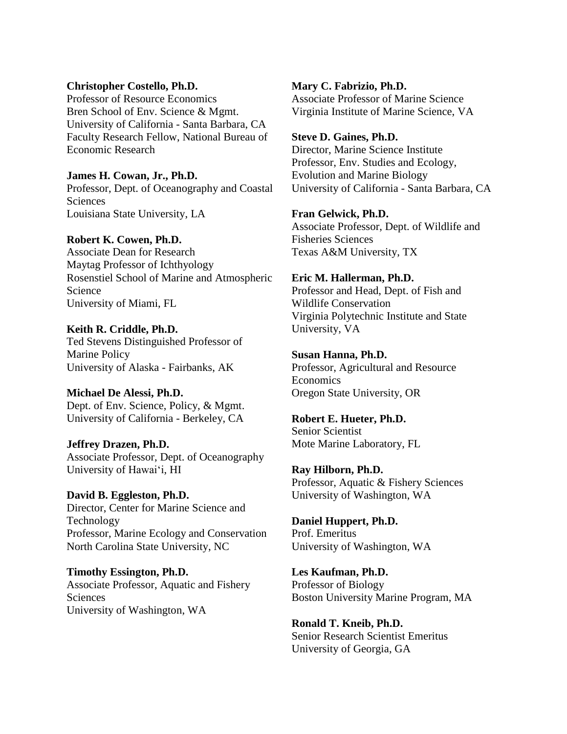**Christopher Costello, Ph.D.**
Professor of Resource Economics
Bren School of Env. Science & Mgmt.
University of California - Santa Barbara, CA
Faculty Research Fellow, National Bureau of Economic Research

**James H. Cowan, Jr., Ph.D.**
Professor, Dept. of Oceanography and Coastal Sciences
Louisiana State University, LA

**Robert K. Cowen, Ph.D.**
Associate Dean for Research
Maytag Professor of Ichthyology
Rosenstiel School of Marine and Atmospheric Science
University of Miami, FL

**Keith R. Criddle, Ph.D.**
Ted Stevens Distinguished Professor of Marine Policy
University of Alaska - Fairbanks, AK

**Michael De Alessi, Ph.D.**
Dept. of Env. Science, Policy, & Mgmt.
University of California - Berkeley, CA

**Jeffrey Drazen, Ph.D.**
Associate Professor, Dept. of Oceanography
University of Hawai'i, HI

**David B. Eggleston, Ph.D.**
Director, Center for Marine Science and Technology
Professor, Marine Ecology and Conservation
North Carolina State University, NC

**Timothy Essington, Ph.D.**
Associate Professor, Aquatic and Fishery Sciences
University of Washington, WA

**Mary C. Fabrizio, Ph.D.**
Associate Professor of Marine Science
Virginia Institute of Marine Science, VA

**Steve D. Gaines, Ph.D.**
Director, Marine Science Institute
Professor, Env. Studies and Ecology, Evolution and Marine Biology
University of California - Santa Barbara, CA

**Fran Gelwick, Ph.D.**
Associate Professor, Dept. of Wildlife and Fisheries Sciences
Texas A&M University, TX

**Eric M. Hallerman, Ph.D.**
Professor and Head, Dept. of Fish and Wildlife Conservation
Virginia Polytechnic Institute and State University, VA

**Susan Hanna, Ph.D.**
Professor, Agricultural and Resource Economics
Oregon State University, OR

**Robert E. Hueter, Ph.D.**
Senior Scientist
Mote Marine Laboratory, FL

**Ray Hilborn, Ph.D.**
Professor, Aquatic & Fishery Sciences
University of Washington, WA

**Daniel Huppert, Ph.D.**
Prof. Emeritus
University of Washington, WA

**Les Kaufman, Ph.D.**
Professor of Biology
Boston University Marine Program, MA

**Ronald T. Kneib, Ph.D.**
Senior Research Scientist Emeritus
University of Georgia, GA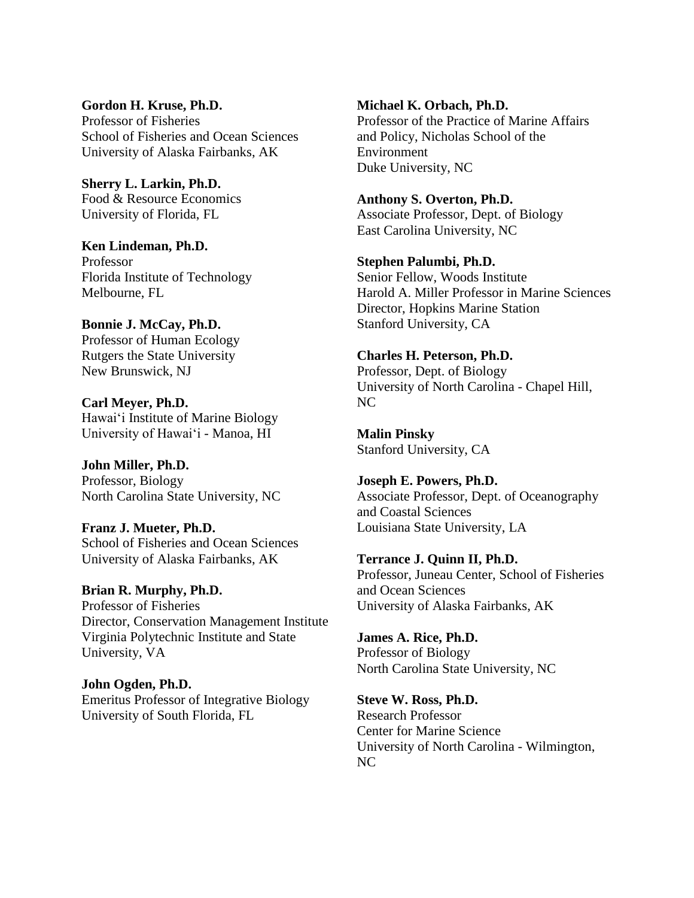**Gordon H. Kruse, Ph.D.**
Professor of Fisheries
School of Fisheries and Ocean Sciences
University of Alaska Fairbanks, AK

**Sherry L. Larkin, Ph.D.**
Food & Resource Economics
University of Florida, FL

**Ken Lindeman, Ph.D.**
Professor
Florida Institute of Technology
Melbourne, FL

**Bonnie J. McCay, Ph.D.**
Professor of Human Ecology
Rutgers the State University
New Brunswick, NJ

**Carl Meyer, Ph.D.**
Hawai'i Institute of Marine Biology
University of Hawai'i - Manoa, HI

**John Miller, Ph.D.**
Professor, Biology
North Carolina State University, NC

**Franz J. Mueter, Ph.D.**
School of Fisheries and Ocean Sciences
University of Alaska Fairbanks, AK

**Brian R. Murphy, Ph.D.**
Professor of Fisheries
Director, Conservation Management Institute
Virginia Polytechnic Institute and State University, VA

**John Ogden, Ph.D.**
Emeritus Professor of Integrative Biology
University of South Florida, FL

**Michael K. Orbach, Ph.D.**
Professor of the Practice of Marine Affairs and Policy, Nicholas School of the Environment
Duke University, NC

**Anthony S. Overton, Ph.D.**
Associate Professor, Dept. of Biology
East Carolina University, NC

**Stephen Palumbi, Ph.D.**
Senior Fellow, Woods Institute
Harold A. Miller Professor in Marine Sciences
Director, Hopkins Marine Station
Stanford University, CA

**Charles H. Peterson, Ph.D.**
Professor, Dept. of Biology
University of North Carolina - Chapel Hill, NC

**Malin Pinsky**
Stanford University, CA

**Joseph E. Powers, Ph.D.**
Associate Professor, Dept. of Oceanography and Coastal Sciences
Louisiana State University, LA

**Terrance J. Quinn II, Ph.D.**
Professor, Juneau Center, School of Fisheries and Ocean Sciences
University of Alaska Fairbanks, AK

**James A. Rice, Ph.D.**
Professor of Biology
North Carolina State University, NC

**Steve W. Ross, Ph.D.**
Research Professor
Center for Marine Science
University of North Carolina - Wilmington, NC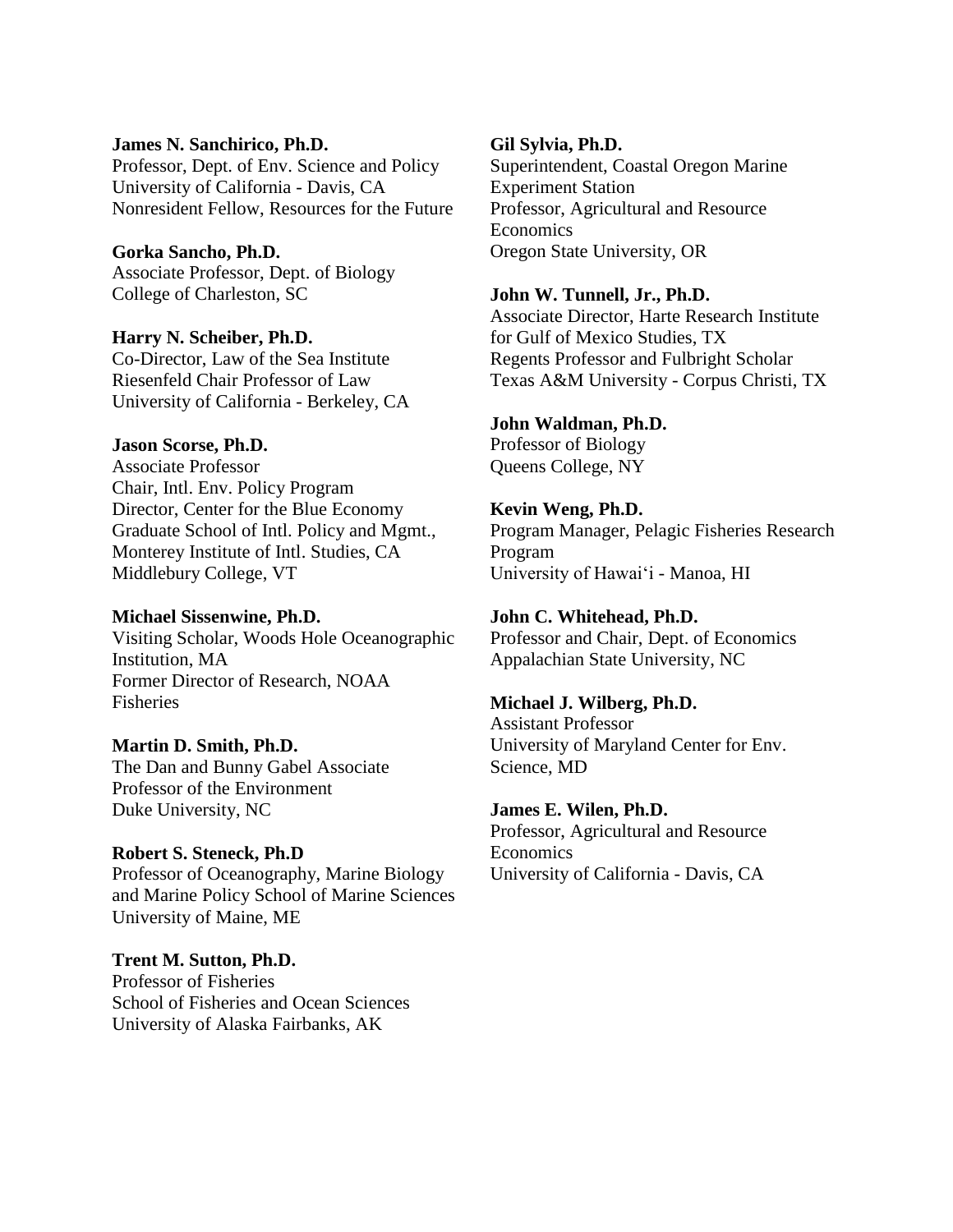**James N. Sanchirico, Ph.D.**
Professor, Dept. of Env. Science and Policy
University of California - Davis, CA
Nonresident Fellow, Resources for the Future

**Gorka Sancho, Ph.D.**
Associate Professor, Dept. of Biology
College of Charleston, SC

**Harry N. Scheiber, Ph.D.**
Co-Director, Law of the Sea Institute
Riesenfeld Chair Professor of Law
University of California - Berkeley, CA

**Jason Scorse, Ph.D.**
Associate Professor
Chair, Intl. Env. Policy Program
Director, Center for the Blue Economy
Graduate School of Intl. Policy and Mgmt.,
Monterey Institute of Intl. Studies, CA
Middlebury College, VT

**Michael Sissenwine, Ph.D.**
Visiting Scholar, Woods Hole Oceanographic Institution, MA
Former Director of Research, NOAA Fisheries

**Martin D. Smith, Ph.D.**
The Dan and Bunny Gabel Associate Professor of the Environment
Duke University, NC

**Robert S. Steneck, Ph.D**
Professor of Oceanography, Marine Biology and Marine Policy School of Marine Sciences
University of Maine, ME

**Trent M. Sutton, Ph.D.**
Professor of Fisheries
School of Fisheries and Ocean Sciences
University of Alaska Fairbanks, AK

**Gil Sylvia, Ph.D.**
Superintendent, Coastal Oregon Marine Experiment Station
Professor, Agricultural and Resource Economics
Oregon State University, OR

**John W. Tunnell, Jr., Ph.D.**
Associate Director, Harte Research Institute for Gulf of Mexico Studies, TX
Regents Professor and Fulbright Scholar
Texas A&M University - Corpus Christi, TX

**John Waldman, Ph.D.**
Professor of Biology
Queens College, NY

**Kevin Weng, Ph.D.**
Program Manager, Pelagic Fisheries Research Program
University of Hawai'i - Manoa, HI

**John C. Whitehead, Ph.D.**
Professor and Chair, Dept. of Economics
Appalachian State University, NC

**Michael J. Wilberg, Ph.D.**
Assistant Professor
University of Maryland Center for Env. Science, MD

**James E. Wilen, Ph.D.**
Professor, Agricultural and Resource Economics
University of California - Davis, CA